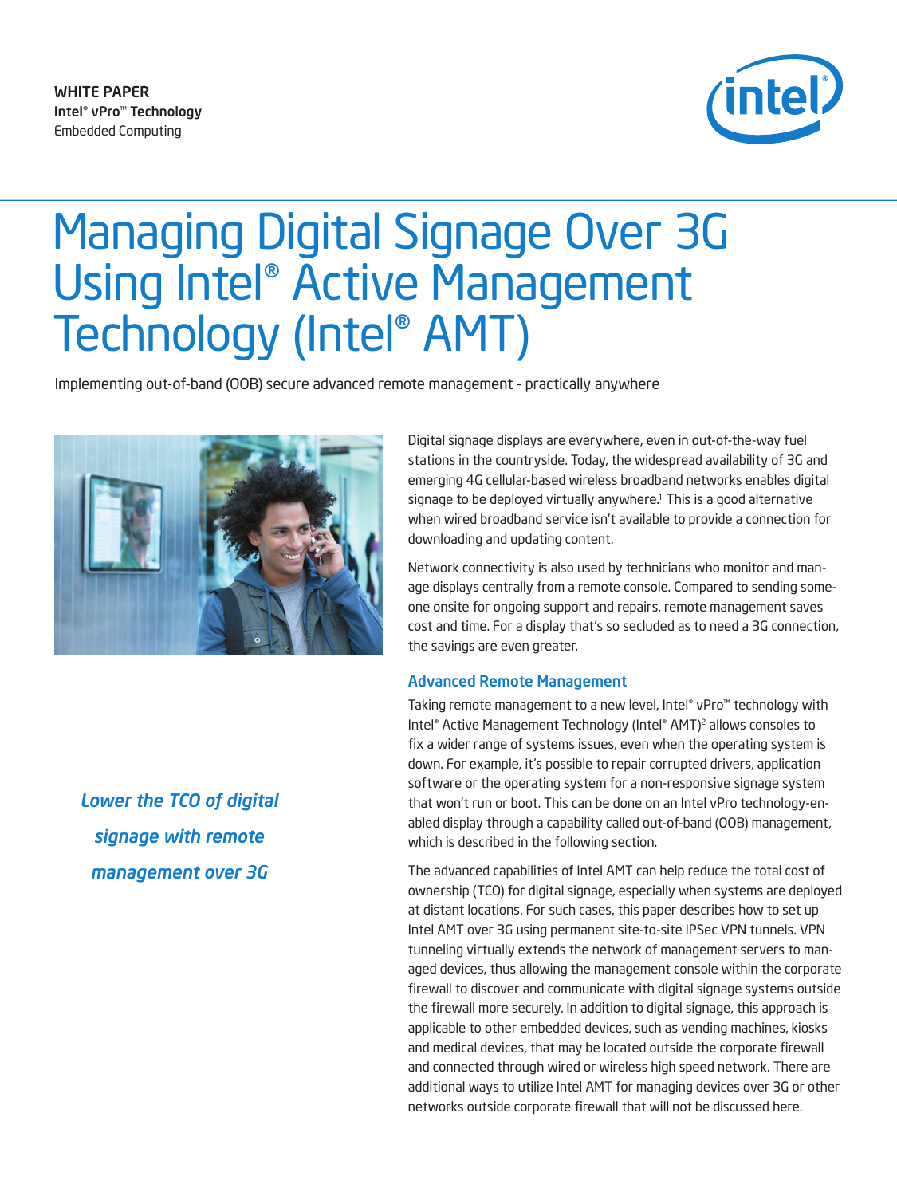WHITE PAPER
Intel® vPro™ Technology
Embedded Computing

# Managing Digital Signage Over 3G Using Intel® Active Management Technology (Intel® AMT)

Implementing out-of-band (OOB) secure advanced remote management - practically anywhere

*Lower the TCO of digital signage with remote management over 3G*

Digital signage displays are everywhere, even in out-of-the-way fuel stations in the countryside. Today, the widespread availability of 3G and emerging 4G cellular-based wireless broadband networks enables digital signage to be deployed virtually anywhere.[1] This is a good alternative when wired broadband service isn't available to provide a connection for downloading and updating content.

Network connectivity is also used by technicians who monitor and manage displays centrally from a remote console. Compared to sending someone onsite for ongoing support and repairs, remote management saves cost and time. For a display that's so secluded as to need a 3G connection, the savings are even greater.

## Advanced Remote Management

Taking remote management to a new level, Intel® vPro™ technology with Intel® Active Management Technology (Intel® AMT)[2] allows consoles to fix a wider range of systems issues, even when the operating system is down. For example, it's possible to repair corrupted drivers, application software or the operating system for a non-responsive signage system that won't run or boot. This can be done on an Intel vPro technology-enabled display through a capability called out-of-band (OOB) management, which is described in the following section.

The advanced capabilities of Intel AMT can help reduce the total cost of ownership (TCO) for digital signage, especially when systems are deployed at distant locations. For such cases, this paper describes how to set up Intel AMT over 3G using permanent site-to-site IPSec VPN tunnels. VPN tunneling virtually extends the network of management servers to managed devices, thus allowing the management console within the corporate firewall to discover and communicate with digital signage systems outside the firewall more securely. In addition to digital signage, this approach is applicable to other embedded devices, such as vending machines, kiosks and medical devices, that may be located outside the corporate firewall and connected through wired or wireless high speed network. There are additional ways to utilize Intel AMT for managing devices over 3G or other networks outside corporate firewall that will not be discussed here.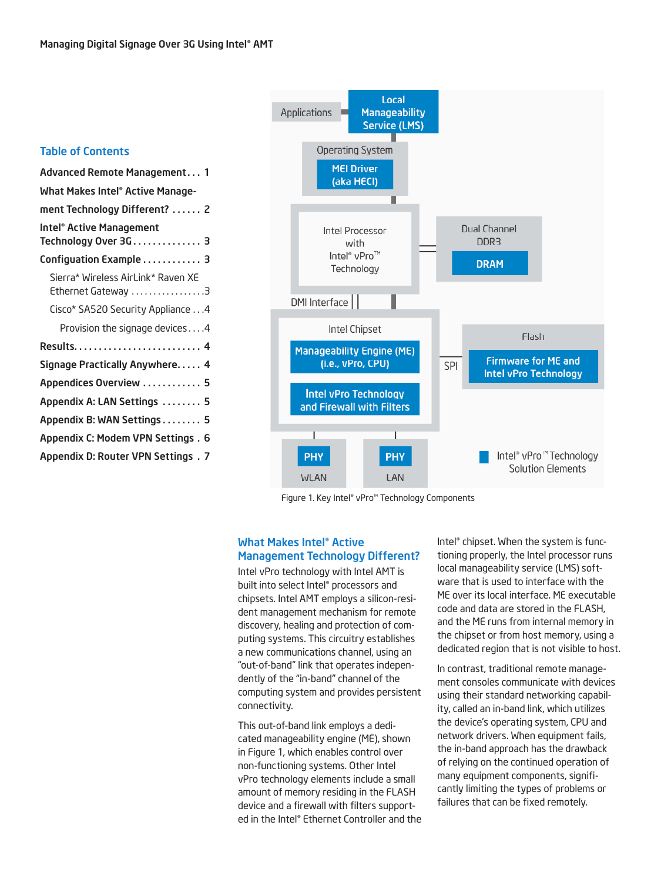## Table of Contents

- Advanced Remote Management . . . 1
- What Makes Intel® Active Management Technology Different? . . . . . . 2
- Intel® Active Management Technology Over 3G . . . . . . . . . . . . . . 3
- Configuation Example . . . . . . . . . . . . 3
  - Sierra* Wireless AirLink* Raven XE Ethernet Gateway . . . . . . . . . . . . . . . . .3
  - Cisco* SA520 Security Appliance . . .4
    - Provision the signage devices . . . .4
- Results. . . . . . . . . . . . . . . . . . . . . . . . . . 4
- Signage Practically Anywhere. . . . . 4
- Appendices Overview . . . . . . . . . . . 5
- Appendix A: LAN Settings . . . . . . . . 5
- Appendix B: WAN Settings . . . . . . . . 5
- Appendix C: Modem VPN Settings . 6
- Appendix D: Router VPN Settings . 7

Applications — Local Manageability Service (LMS)

Operating System — MEI Driver (aka HECI)

Intel Processor with Intel® vPro™ Technology

Dual Channel DDR3 — DRAM

DMI Interface

Intel Chipset — Manageability Engine (ME) (i.e., vPro, CPU); Intel vPro Technology and Firewall with Filters

SPI

Flash — Firmware for ME and Intel vPro Technology

PHY WLAN

PHY LAN

Intel® vPro™ Technology Solution Elements

Figure 1. Key Intel® vPro™ Technology Components

## What Makes Intel® Active Management Technology Different?

Intel vPro technology with Intel AMT is built into select Intel® processors and chipsets. Intel AMT employs a silicon-resident management mechanism for remote discovery, healing and protection of computing systems. This circuitry establishes a new communications channel, using an "out-of-band" link that operates independently of the "in-band" channel of the computing system and provides persistent connectivity.

This out-of-band link employs a dedicated manageability engine (ME), shown in Figure 1, which enables control over non-functioning systems. Other Intel vPro technology elements include a small amount of memory residing in the FLASH device and a firewall with filters supported in the Intel® Ethernet Controller and the Intel® chipset. When the system is functioning properly, the Intel processor runs local manageability service (LMS) software that is used to interface with the ME over its local interface. ME executable code and data are stored in the FLASH, and the ME runs from internal memory in the chipset or from host memory, using a dedicated region that is not visible to host.

In contrast, traditional remote management consoles communicate with devices using their standard networking capability, called an in-band link, which utilizes the device's operating system, CPU and network drivers. When equipment fails, the in-band approach has the drawback of relying on the continued operation of many equipment components, significantly limiting the types of problems or failures that can be fixed remotely.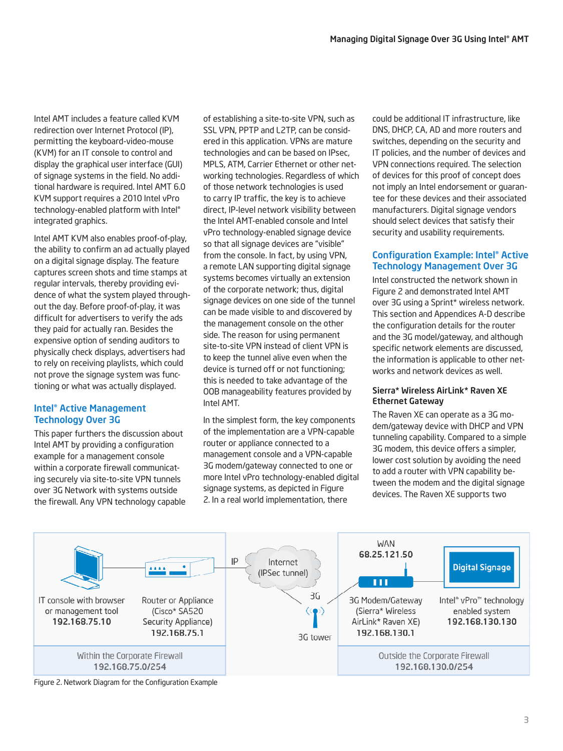Intel AMT includes a feature called KVM redirection over Internet Protocol (IP), permitting the keyboard-video-mouse (KVM) for an IT console to control and display the graphical user interface (GUI) of signage systems in the field. No additional hardware is required. Intel AMT 6.0 KVM support requires a 2010 Intel vPro technology-enabled platform with Intel® integrated graphics.

Intel AMT KVM also enables proof-of-play, the ability to confirm an ad actually played on a digital signage display. The feature captures screen shots and time stamps at regular intervals, thereby providing evidence of what the system played throughout the day. Before proof-of-play, it was difficult for advertisers to verify the ads they paid for actually ran. Besides the expensive option of sending auditors to physically check displays, advertisers had to rely on receiving playlists, which could not prove the signage system was functioning or what was actually displayed.

## Intel® Active Management Technology Over 3G

This paper furthers the discussion about Intel AMT by providing a configuration example for a management console within a corporate firewall communicating securely via site-to-site VPN tunnels over 3G Network with systems outside the firewall. Any VPN technology capable of establishing a site-to-site VPN, such as SSL VPN, PPTP and L2TP, can be considered in this application. VPNs are mature technologies and can be based on IPsec, MPLS, ATM, Carrier Ethernet or other networking technologies. Regardless of which of those network technologies is used to carry IP traffic, the key is to achieve direct, IP-level network visibility between the Intel AMT-enabled console and Intel vPro technology-enabled signage device so that all signage devices are "visible" from the console. In fact, by using VPN, a remote LAN supporting digital signage systems becomes virtually an extension of the corporate network; thus, digital signage devices on one side of the tunnel can be made visible to and discovered by the management console on the other side. The reason for using permanent site-to-site VPN instead of client VPN is to keep the tunnel alive even when the device is turned off or not functioning; this is needed to take advantage of the OOB manageability features provided by Intel AMT.

In the simplest form, the key components of the implementation are a VPN-capable router or appliance connected to a management console and a VPN-capable 3G modem/gateway connected to one or more Intel vPro technology-enabled digital signage systems, as depicted in Figure 2. In a real world implementation, there could be additional IT infrastructure, like DNS, DHCP, CA, AD and more routers and switches, depending on the security and IT policies, and the number of devices and VPN connections required. The selection of devices for this proof of concept does not imply an Intel endorsement or guarantee for these devices and their associated manufacturers. Digital signage vendors should select devices that satisfy their security and usability requirements.

## Configuration Example: Intel® Active Technology Management Over 3G

Intel constructed the network shown in Figure 2 and demonstrated Intel AMT over 3G using a Sprint* wireless network. This section and Appendices A-D describe the configuration details for the router and the 3G model/gateway, and although specific network elements are discussed, the information is applicable to other networks and network devices as well.

### Sierra* Wireless AirLink* Raven XE Ethernet Gateway

The Raven XE can operate as a 3G modem/gateway device with DHCP and VPN tunneling capability. Compared to a simple 3G modem, this device offers a simpler, lower cost solution by avoiding the need to add a router with VPN capability between the modem and the digital signage devices. The Raven XE supports two

IT console with browser or management tool 192.168.75.10 — Router or Appliance (Cisco* SA520 Security Appliance) 192.168.75.1 — IP — Internet (IPSec tunnel) — 3G — 3G tower — WAN 68.25.121.50 — 3G Modem/Gateway (Sierra* Wireless AirLink* Raven XE) 192.168.130.1 — Digital Signage — Intel® vPro™ technology enabled system 192.168.130.130

Within the Corporate Firewall 192.168.75.0/254 | Outside the Corporate Firewall 192.168.130.0/254

Figure 2. Network Diagram for the Configuration Example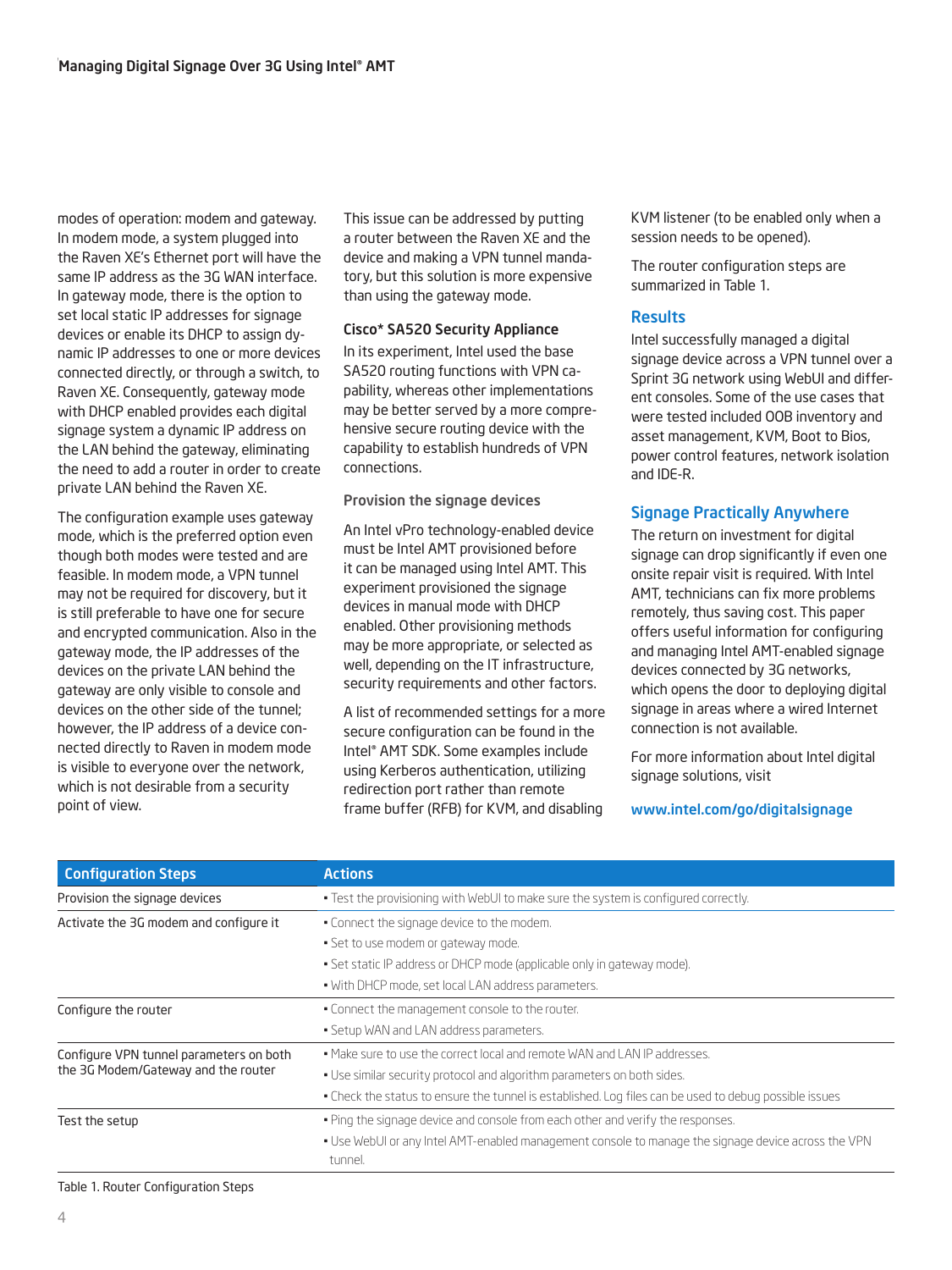modes of operation: modem and gateway. In modem mode, a system plugged into the Raven XE's Ethernet port will have the same IP address as the 3G WAN interface. In gateway mode, there is the option to set local static IP addresses for signage devices or enable its DHCP to assign dynamic IP addresses to one or more devices connected directly, or through a switch, to Raven XE. Consequently, gateway mode with DHCP enabled provides each digital signage system a dynamic IP address on the LAN behind the gateway, eliminating the need to add a router in order to create private LAN behind the Raven XE.

The configuration example uses gateway mode, which is the preferred option even though both modes were tested and are feasible. In modem mode, a VPN tunnel may not be required for discovery, but it is still preferable to have one for secure and encrypted communication. Also in the gateway mode, the IP addresses of the devices on the private LAN behind the gateway are only visible to console and devices on the other side of the tunnel; however, the IP address of a device connected directly to Raven in modem mode is visible to everyone over the network, which is not desirable from a security point of view.

This issue can be addressed by putting a router between the Raven XE and the device and making a VPN tunnel mandatory, but this solution is more expensive than using the gateway mode.

### Cisco* SA520 Security Appliance

In its experiment, Intel used the base SA520 routing functions with VPN capability, whereas other implementations may be better served by a more comprehensive secure routing device with the capability to establish hundreds of VPN connections.

#### Provision the signage devices

An Intel vPro technology-enabled device must be Intel AMT provisioned before it can be managed using Intel AMT. This experiment provisioned the signage devices in manual mode with DHCP enabled. Other provisioning methods may be more appropriate, or selected as well, depending on the IT infrastructure, security requirements and other factors.

A list of recommended settings for a more secure configuration can be found in the Intel® AMT SDK. Some examples include using Kerberos authentication, utilizing redirection port rather than remote frame buffer (RFB) for KVM, and disabling KVM listener (to be enabled only when a session needs to be opened).

The router configuration steps are summarized in Table 1.

## Results

Intel successfully managed a digital signage device across a VPN tunnel over a Sprint 3G network using WebUI and different consoles. Some of the use cases that were tested included OOB inventory and asset management, KVM, Boot to Bios, power control features, network isolation and IDE-R.

## Signage Practically Anywhere

The return on investment for digital signage can drop significantly if even one onsite repair visit is required. With Intel AMT, technicians can fix more problems remotely, thus saving cost. This paper offers useful information for configuring and managing Intel AMT-enabled signage devices connected by 3G networks, which opens the door to deploying digital signage in areas where a wired Internet connection is not available.

For more information about Intel digital signage solutions, visit

**www.intel.com/go/digitalsignage**

| Configuration Steps | Actions |
|---|---|
| Provision the signage devices | • Test the provisioning with WebUI to make sure the system is configured correctly. |
| Activate the 3G modem and configure it | • Connect the signage device to the modem.<br>• Set to use modem or gateway mode.<br>• Set static IP address or DHCP mode (applicable only in gateway mode).<br>• With DHCP mode, set local LAN address parameters. |
| Configure the router | • Connect the management console to the router.<br>• Setup WAN and LAN address parameters. |
| Configure VPN tunnel parameters on both the 3G Modem/Gateway and the router | • Make sure to use the correct local and remote WAN and LAN IP addresses.<br>• Use similar security protocol and algorithm parameters on both sides.<br>• Check the status to ensure the tunnel is established. Log files can be used to debug possible issues |
| Test the setup | • Ping the signage device and console from each other and verify the responses.<br>• Use WebUI or any Intel AMT-enabled management console to manage the signage device across the VPN tunnel. |

Table 1. Router Configuration Steps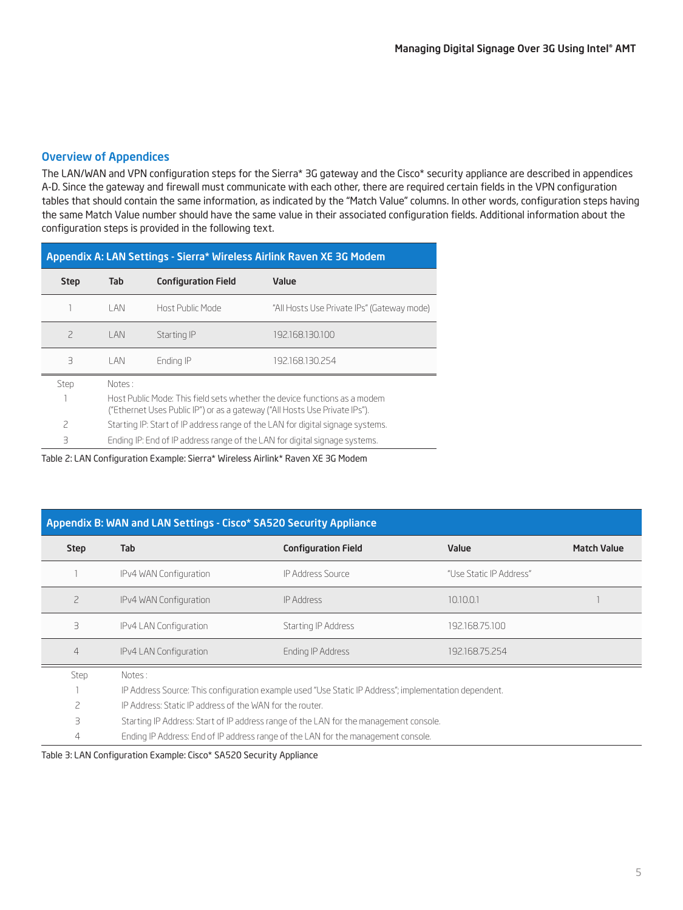## Overview of Appendices

The LAN/WAN and VPN configuration steps for the Sierra* 3G gateway and the Cisco* security appliance are described in appendices A-D. Since the gateway and firewall must communicate with each other, there are required certain fields in the VPN configuration tables that should contain the same information, as indicated by the "Match Value" columns. In other words, configuration steps having the same Match Value number should have the same value in their associated configuration fields. Additional information about the configuration steps is provided in the following text.

**Appendix A: LAN Settings - Sierra* Wireless Airlink Raven XE 3G Modem**

| Step | Tab | Configuration Field | Value |
|---|---|---|---|
| 1 | LAN | Host Public Mode | "All Hosts Use Private IPs" (Gateway mode) |
| 2 | LAN | Starting IP | 192.168.130.100 |
| 3 | LAN | Ending IP | 192.168.130.254 |

| Step | Notes : |
|---|---|
| 1 | Host Public Mode: This field sets whether the device functions as a modem ("Ethernet Uses Public IP") or as a gateway ("All Hosts Use Private IPs"). |
| 2 | Starting IP: Start of IP address range of the LAN for digital signage systems. |
| 3 | Ending IP: End of IP address range of the LAN for digital signage systems. |

Table 2: LAN Configuration Example: Sierra* Wireless Airlink* Raven XE 3G Modem

**Appendix B: WAN and LAN Settings - Cisco* SA520 Security Appliance**

| Step | Tab | Configuration Field | Value | Match Value |
|---|---|---|---|---|
| 1 | IPv4 WAN Configuration | IP Address Source | "Use Static IP Address" | |
| 2 | IPv4 WAN Configuration | IP Address | 10.10.0.1 | 1 |
| 3 | IPv4 LAN Configuration | Starting IP Address | 192.168.75.100 | |
| 4 | IPv4 LAN Configuration | Ending IP Address | 192.168.75.254 | |

| Step | Notes : |
|---|---|
| 1 | IP Address Source: This configuration example used "Use Static IP Address"; implementation dependent. |
| 2 | IP Address: Static IP address of the WAN for the router. |
| 3 | Starting IP Address: Start of IP address range of the LAN for the management console. |
| 4 | Ending IP Address: End of IP address range of the LAN for the management console. |

Table 3: LAN Configuration Example: Cisco* SA520 Security Appliance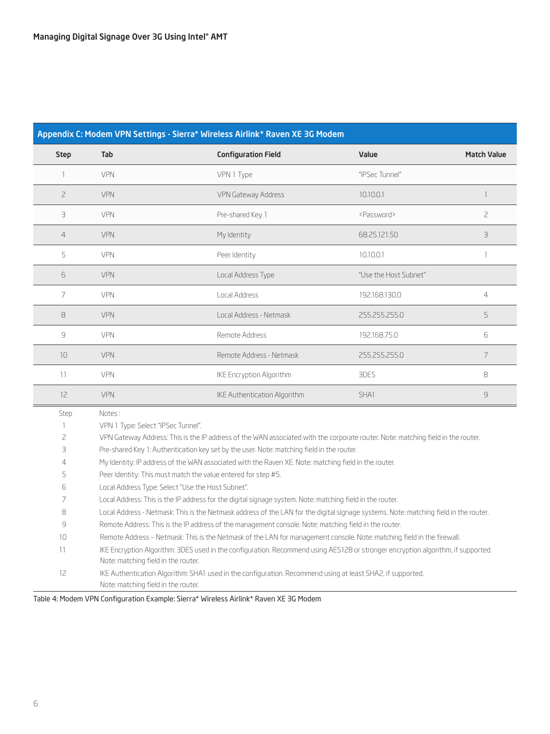## Appendix C: Modem VPN Settings - Sierra* Wireless Airlink* Raven XE 3G Modem

| Step | Tab | Configuration Field | Value | Match Value |
|---|---|---|---|---|
| 1 | VPN | VPN 1 Type | "IPSec Tunnel" | |
| 2 | VPN | VPN Gateway Address | 10.10.0.1 | 1 |
| 3 | VPN | Pre-shared Key 1 | <Password> | 2 |
| 4 | VPN | My Identity | 68.25.121.50 | 3 |
| 5 | VPN | Peer Identity | 10.10.0.1 | 1 |
| 6 | VPN | Local Address Type | "Use the Host Subnet" | |
| 7 | VPN | Local Address | 192.168.130.0 | 4 |
| 8 | VPN | Local Address - Netmask | 255.255.255.0 | 5 |
| 9 | VPN | Remote Address | 192.168.75.0 | 6 |
| 10 | VPN | Remote Address - Netmask | 255.255.255.0 | 7 |
| 11 | VPN | IKE Encryption Algorithm | 3DES | 8 |
| 12 | VPN | IKE Authentication Algorithm | SHA1 | 9 |

| Step | Notes : |
|---|---|
| 1 | VPN 1 Type: Select "IPSec Tunnel". |
| 2 | VPN Gateway Address: This is the IP address of the WAN associated with the corporate router. Note: matching field in the router. |
| 3 | Pre-shared Key 1: Authentication key set by the user. Note: matching field in the router. |
| 4 | My Identity: IP address of the WAN associated with the Raven XE. Note: matching field in the router. |
| 5 | Peer Identity: This must match the value entered for step #5. |
| 6 | Local Address Type: Select "Use the Host Subnet". |
| 7 | Local Address: This is the IP address for the digital signage system. Note: matching field in the router. |
| 8 | Local Address - Netmask: This is the Netmask address of the LAN for the digital signage systems. Note: matching field in the router. |
| 9 | Remote Address: This is the IP address of the management console. Note: matching field in the router. |
| 10 | Remote Address – Netmask: This is the Netmask of the LAN for management console. Note: matching field in the firewall. |
| 11 | IKE Encryption Algorithm: 3DES used in the configuration. Recommend using AES128 or stronger encryption algorithm, if supported. Note: matching field in the router. |
| 12 | IKE Authentication Algorithm: SHA1 used in the configuration. Recommend using at least SHA2, if supported. Note: matching field in the router. |

Table 4: Modem VPN Configuration Example: Sierra* Wireless Airlink* Raven XE 3G Modem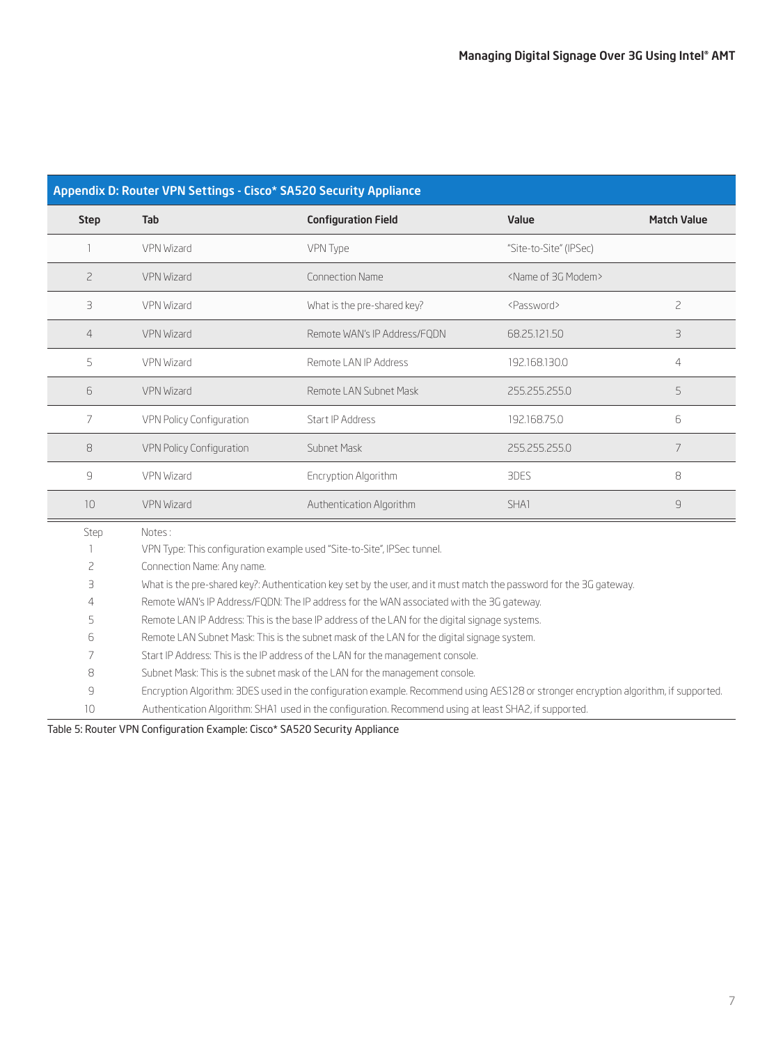## Appendix D: Router VPN Settings - Cisco* SA520 Security Appliance

| Step | Tab | Configuration Field | Value | Match Value |
|---|---|---|---|---|
| 1 | VPN Wizard | VPN Type | "Site-to-Site" (IPSec) | |
| 2 | VPN Wizard | Connection Name | <Name of 3G Modem> | |
| 3 | VPN Wizard | What is the pre-shared key? | <Password> | 2 |
| 4 | VPN Wizard | Remote WAN's IP Address/FQDN | 68.25.121.50 | 3 |
| 5 | VPN Wizard | Remote LAN IP Address | 192.168.130.0 | 4 |
| 6 | VPN Wizard | Remote LAN Subnet Mask | 255.255.255.0 | 5 |
| 7 | VPN Policy Configuration | Start IP Address | 192.168.75.0 | 6 |
| 8 | VPN Policy Configuration | Subnet Mask | 255.255.255.0 | 7 |
| 9 | VPN Wizard | Encryption Algorithm | 3DES | 8 |
| 10 | VPN Wizard | Authentication Algorithm | SHA1 | 9 |

| Step | Notes : |
|---|---|
| 1 | VPN Type: This configuration example used "Site-to-Site", IPSec tunnel. |
| 2 | Connection Name: Any name. |
| 3 | What is the pre-shared key?: Authentication key set by the user, and it must match the password for the 3G gateway. |
| 4 | Remote WAN's IP Address/FQDN: The IP address for the WAN associated with the 3G gateway. |
| 5 | Remote LAN IP Address: This is the base IP address of the LAN for the digital signage systems. |
| 6 | Remote LAN Subnet Mask: This is the subnet mask of the LAN for the digital signage system. |
| 7 | Start IP Address: This is the IP address of the LAN for the management console. |
| 8 | Subnet Mask: This is the subnet mask of the LAN for the management console. |
| 9 | Encryption Algorithm: 3DES used in the configuration example. Recommend using AES128 or stronger encryption algorithm, if supported. |
| 10 | Authentication Algorithm: SHA1 used in the configuration. Recommend using at least SHA2, if supported. |

Table 5: Router VPN Configuration Example: Cisco* SA520 Security Appliance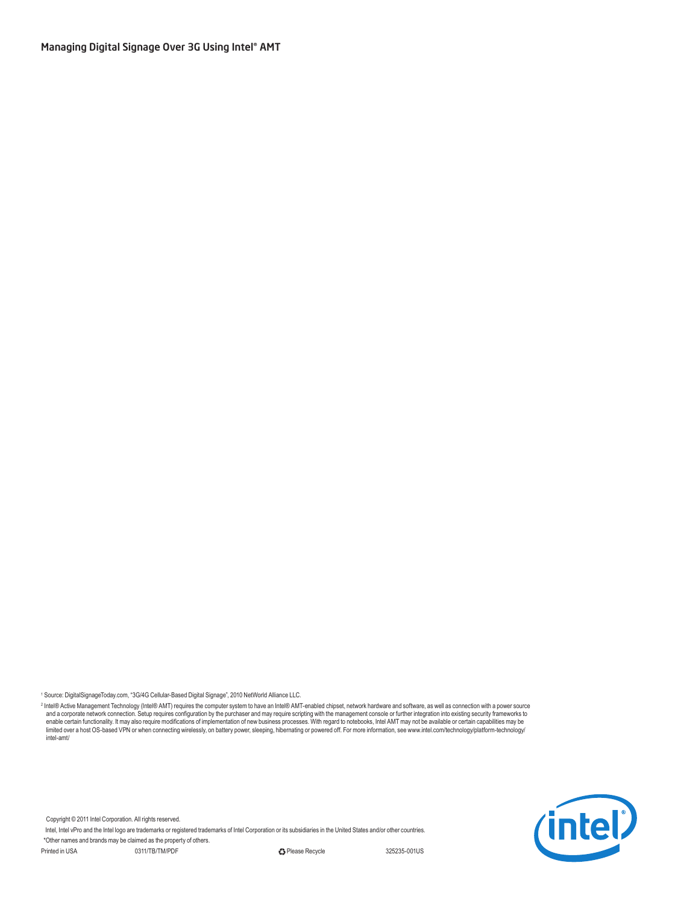[1] Source: DigitalSignageToday.com, "3G/4G Cellular-Based Digital Signage", 2010 NetWorld Alliance LLC.

[2] Intel® Active Management Technology (Intel® AMT) requires the computer system to have an Intel® AMT-enabled chipset, network hardware and software, as well as connection with a power source and a corporate network connection. Setup requires configuration by the purchaser and may require scripting with the management console or further integration into existing security frameworks to enable certain functionality. It may also require modifications of implementation of new business processes. With regard to notebooks, Intel AMT may not be available or certain capabilities may be limited over a host OS-based VPN or when connecting wirelessly, on battery power, sleeping, hibernating or powered off. For more information, see www.intel.com/technology/platform-technology/intel-amt/

Copyright © 2011 Intel Corporation. All rights reserved.

Intel, Intel vPro and the Intel logo are trademarks or registered trademarks of Intel Corporation or its subsidiaries in the United States and/or other countries.

*Other names and brands may be claimed as the property of others.

Printed in USA 0311/TB/TM/PDF Please Recycle 325235-001US